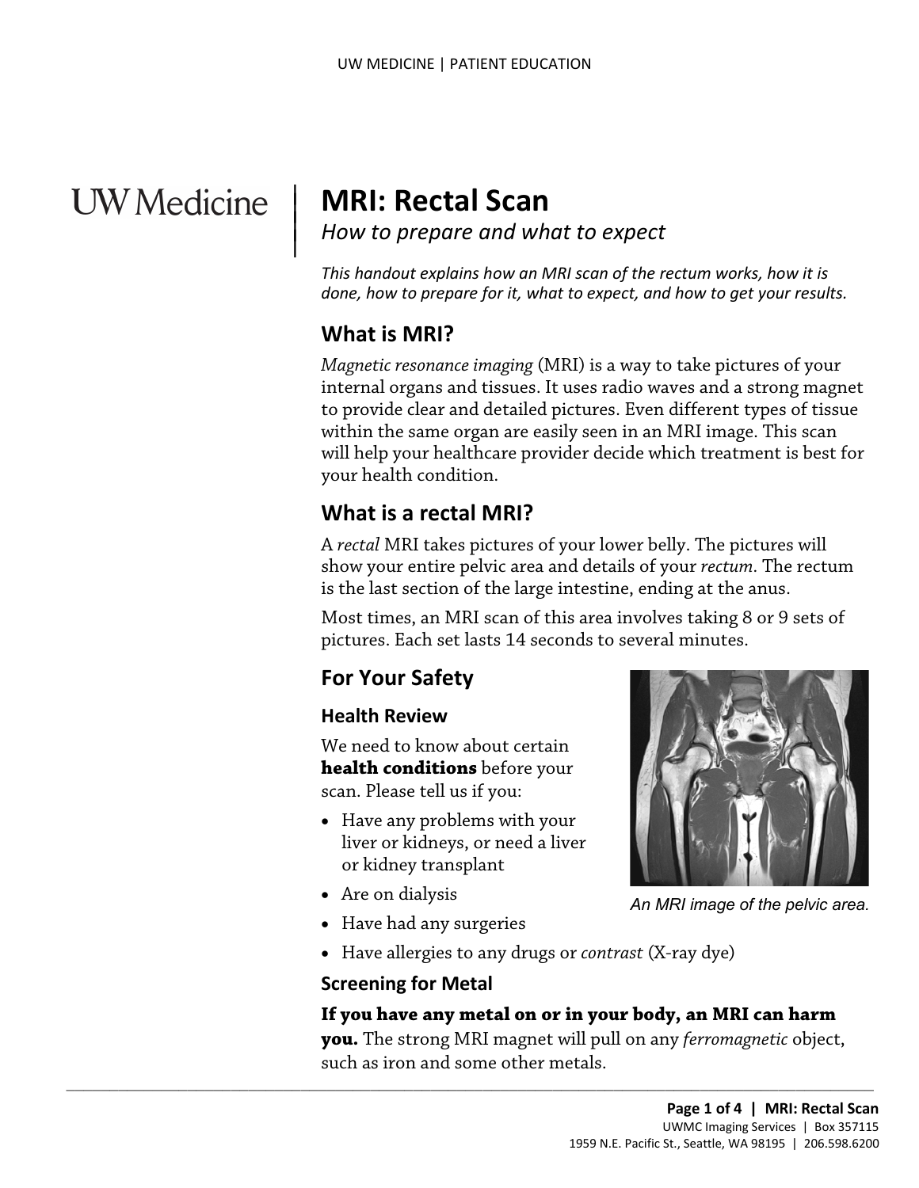UW Medicine

# MRI: Rectal Scan

*How to prepare and what to expect*

*This handout explains how an MRI scan of the rectum works, how it is done, how to prepare for it, what to expect, and how to get your results.*

## What is MRI?

*Magnetic resonance imaging* (MRI) is a way to take pictures of your internal organs and tissues. It uses radio waves and a strong magnet to provide clear and detailed pictures. Even different types of tissue within the same organ are easily seen in an MRI image. This scan will help your healthcare provider decide which treatment is best for your health condition.

## What is a rectal MRI?

A *rectal* MRI takes pictures of your lower belly. The pictures will show your entire pelvic area and details of your *rectum*. The rectum is the last section of the large intestine, ending at the anus.

Most times, an MRI scan of this area involves taking 8 or 9 sets of pictures. Each set lasts 14 seconds to several minutes.

## For Your Safety

### Health Review

We need to know about certain **health conditions** before your scan. Please tell us if you:

- Have any problems with your liver or kidneys, or need a liver or kidney transplant
- Are on dialysis
- Have had any surgeries
- Have allergies to any drugs or *contrast* (X-ray dye)

An MRI image of the pelvic area.

### Screening for Metal

**If you have any metal on or in your body, an MRI can harm you.** The strong MRI magnet will pull on any *ferromagnetic* object, such as iron and some other metals.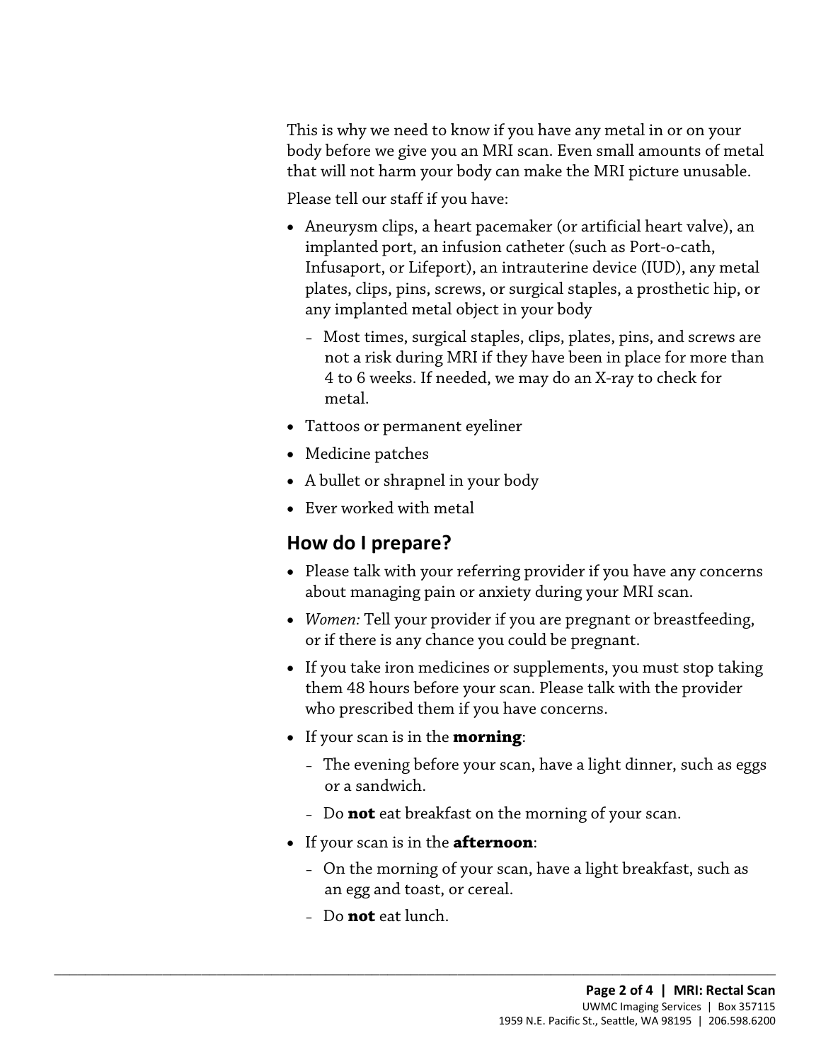This is why we need to know if you have any metal in or on your body before we give you an MRI scan. Even small amounts of metal that will not harm your body can make the MRI picture unusable.

Please tell our staff if you have:

- Aneurysm clips, a heart pacemaker (or artificial heart valve), an implanted port, an infusion catheter (such as Port-o-cath, Infusaport, or Lifeport), an intrauterine device (IUD), any metal plates, clips, pins, screws, or surgical staples, a prosthetic hip, or any implanted metal object in your body
  - Most times, surgical staples, clips, plates, pins, and screws are not a risk during MRI if they have been in place for more than 4 to 6 weeks. If needed, we may do an X-ray to check for metal.
- Tattoos or permanent eyeliner
- Medicine patches
- A bullet or shrapnel in your body
- Ever worked with metal

## How do I prepare?

- Please talk with your referring provider if you have any concerns about managing pain or anxiety during your MRI scan.
- *Women:* Tell your provider if you are pregnant or breastfeeding, or if there is any chance you could be pregnant.
- If you take iron medicines or supplements, you must stop taking them 48 hours before your scan. Please talk with the provider who prescribed them if you have concerns.
- If your scan is in the **morning**:
  - The evening before your scan, have a light dinner, such as eggs or a sandwich.
  - Do **not** eat breakfast on the morning of your scan.
- If your scan is in the **afternoon**:
  - On the morning of your scan, have a light breakfast, such as an egg and toast, or cereal.
  - Do **not** eat lunch.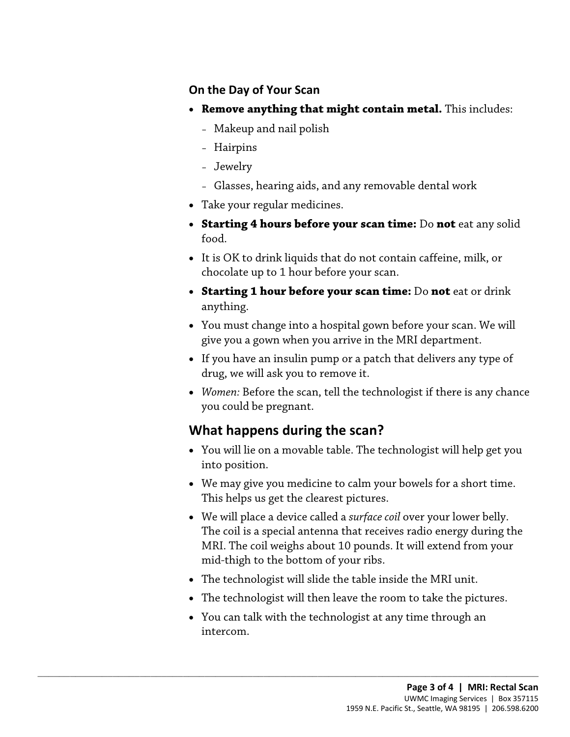### On the Day of Your Scan

- **Remove anything that might contain metal.** This includes:
  - Makeup and nail polish
  - Hairpins
  - Jewelry
  - Glasses, hearing aids, and any removable dental work
- Take your regular medicines.
- **Starting 4 hours before your scan time:** Do **not** eat any solid food.
- It is OK to drink liquids that do not contain caffeine, milk, or chocolate up to 1 hour before your scan.
- **Starting 1 hour before your scan time:** Do **not** eat or drink anything.
- You must change into a hospital gown before your scan. We will give you a gown when you arrive in the MRI department.
- If you have an insulin pump or a patch that delivers any type of drug, we will ask you to remove it.
- *Women:* Before the scan, tell the technologist if there is any chance you could be pregnant.

## What happens during the scan?

- You will lie on a movable table. The technologist will help get you into position.
- We may give you medicine to calm your bowels for a short time. This helps us get the clearest pictures.
- We will place a device called a *surface coil* over your lower belly. The coil is a special antenna that receives radio energy during the MRI. The coil weighs about 10 pounds. It will extend from your mid-thigh to the bottom of your ribs.
- The technologist will slide the table inside the MRI unit.
- The technologist will then leave the room to take the pictures.
- You can talk with the technologist at any time through an intercom.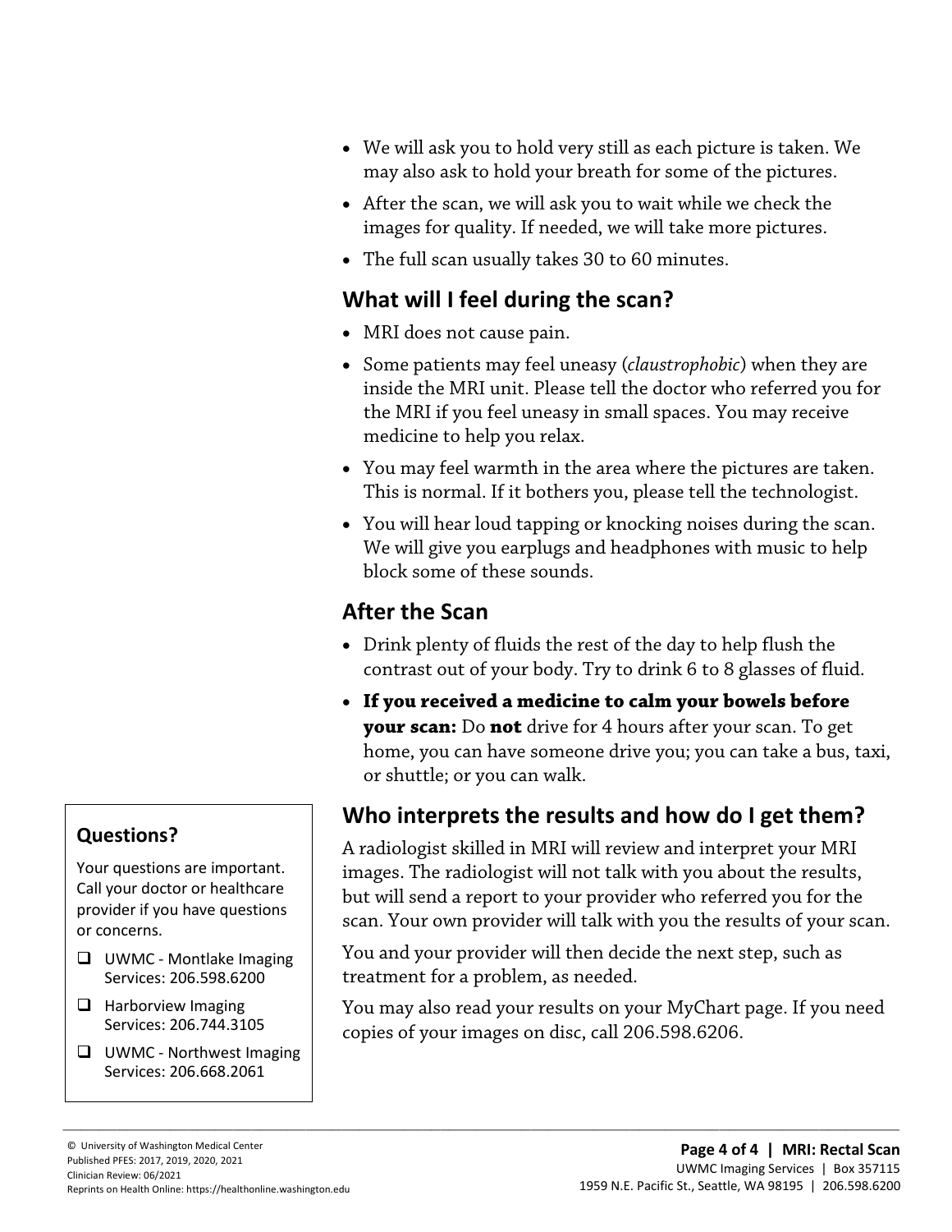- We will ask you to hold very still as each picture is taken. We may also ask to hold your breath for some of the pictures.
- After the scan, we will ask you to wait while we check the images for quality. If needed, we will take more pictures.
- The full scan usually takes 30 to 60 minutes.

## What will I feel during the scan?

- MRI does not cause pain.
- Some patients may feel uneasy (*claustrophobic*) when they are inside the MRI unit. Please tell the doctor who referred you for the MRI if you feel uneasy in small spaces. You may receive medicine to help you relax.
- You may feel warmth in the area where the pictures are taken. This is normal. If it bothers you, please tell the technologist.
- You will hear loud tapping or knocking noises during the scan. We will give you earplugs and headphones with music to help block some of these sounds.

## After the Scan

- Drink plenty of fluids the rest of the day to help flush the contrast out of your body. Try to drink 6 to 8 glasses of fluid.
- **If you received a medicine to calm your bowels before your scan:** Do **not** drive for 4 hours after your scan. To get home, you can have someone drive you; you can take a bus, taxi, or shuttle; or you can walk.

## Who interprets the results and how do I get them?

A radiologist skilled in MRI will review and interpret your MRI images. The radiologist will not talk with you about the results, but will send a report to your provider who referred you for the scan. Your own provider will talk with you the results of your scan.

You and your provider will then decide the next step, such as treatment for a problem, as needed.

You may also read your results on your MyChart page. If you need copies of your images on disc, call 206.598.6206.

### Questions?

Your questions are important. Call your doctor or healthcare provider if you have questions or concerns.

- ☐ UWMC - Montlake Imaging Services: 206.598.6200
- ☐ Harborview Imaging Services: 206.744.3105
- ☐ UWMC - Northwest Imaging Services: 206.668.2061

© University of Washington Medical Center
Published PFES: 2017, 2019, 2020, 2021
Clinician Review: 06/2021
Reprints on Health Online: https://healthonline.washington.edu

UWMC Imaging Services | Box 357115
1959 N.E. Pacific St., Seattle, WA 98195 | 206.598.6200